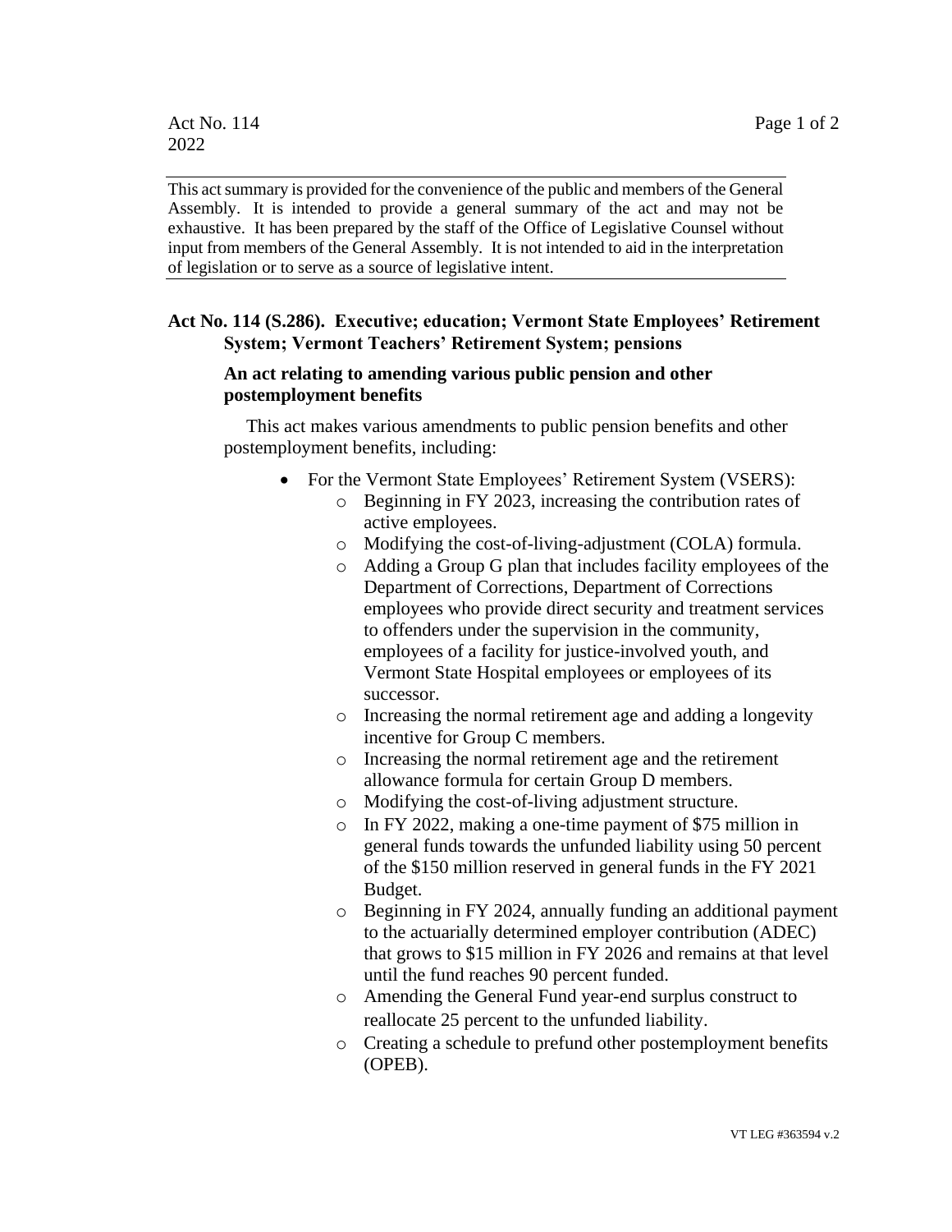Act No. 114
2022

This act summary is provided for the convenience of the public and members of the General Assembly. It is intended to provide a general summary of the act and may not be exhaustive. It has been prepared by the staff of the Office of Legislative Counsel without input from members of the General Assembly. It is not intended to aid in the interpretation of legislation or to serve as a source of legislative intent.

## Act No. 114 (S.286). Executive; education; Vermont State Employees' Retirement System; Vermont Teachers' Retirement System; pensions

### An act relating to amending various public pension and other postemployment benefits

This act makes various amendments to public pension benefits and other postemployment benefits, including:

- For the Vermont State Employees' Retirement System (VSERS):
  - Beginning in FY 2023, increasing the contribution rates of active employees.
  - Modifying the cost-of-living-adjustment (COLA) formula.
  - Adding a Group G plan that includes facility employees of the Department of Corrections, Department of Corrections employees who provide direct security and treatment services to offenders under the supervision in the community, employees of a facility for justice-involved youth, and Vermont State Hospital employees or employees of its successor.
  - Increasing the normal retirement age and adding a longevity incentive for Group C members.
  - Increasing the normal retirement age and the retirement allowance formula for certain Group D members.
  - Modifying the cost-of-living adjustment structure.
  - In FY 2022, making a one-time payment of $75 million in general funds towards the unfunded liability using 50 percent of the $150 million reserved in general funds in the FY 2021 Budget.
  - Beginning in FY 2024, annually funding an additional payment to the actuarially determined employer contribution (ADEC) that grows to $15 million in FY 2026 and remains at that level until the fund reaches 90 percent funded.
  - Amending the General Fund year-end surplus construct to reallocate 25 percent to the unfunded liability.
  - Creating a schedule to prefund other postemployment benefits (OPEB).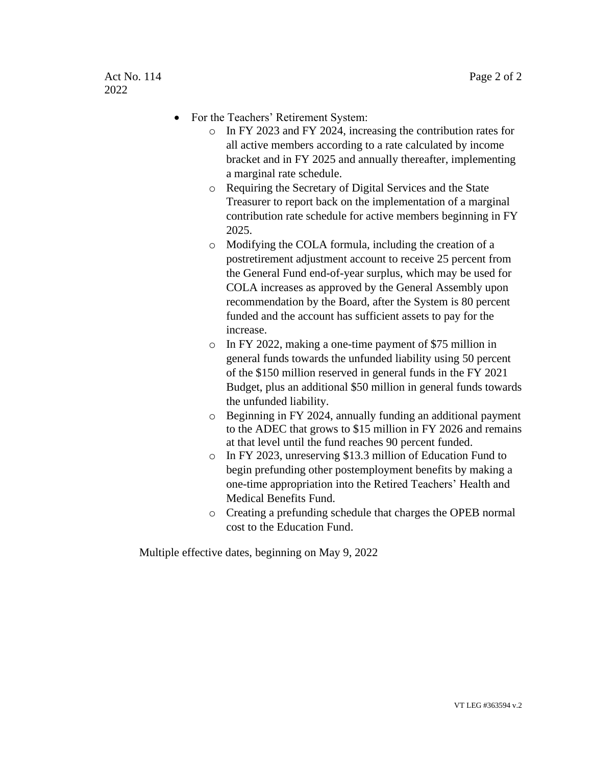- For the Teachers' Retirement System:
  - In FY 2023 and FY 2024, increasing the contribution rates for all active members according to a rate calculated by income bracket and in FY 2025 and annually thereafter, implementing a marginal rate schedule.
  - Requiring the Secretary of Digital Services and the State Treasurer to report back on the implementation of a marginal contribution rate schedule for active members beginning in FY 2025.
  - Modifying the COLA formula, including the creation of a postretirement adjustment account to receive 25 percent from the General Fund end-of-year surplus, which may be used for COLA increases as approved by the General Assembly upon recommendation by the Board, after the System is 80 percent funded and the account has sufficient assets to pay for the increase.
  - In FY 2022, making a one-time payment of $75 million in general funds towards the unfunded liability using 50 percent of the $150 million reserved in general funds in the FY 2021 Budget, plus an additional $50 million in general funds towards the unfunded liability.
  - Beginning in FY 2024, annually funding an additional payment to the ADEC that grows to $15 million in FY 2026 and remains at that level until the fund reaches 90 percent funded.
  - In FY 2023, unreserving $13.3 million of Education Fund to begin prefunding other postemployment benefits by making a one-time appropriation into the Retired Teachers' Health and Medical Benefits Fund.
  - Creating a prefunding schedule that charges the OPEB normal cost to the Education Fund.

Multiple effective dates, beginning on May 9, 2022